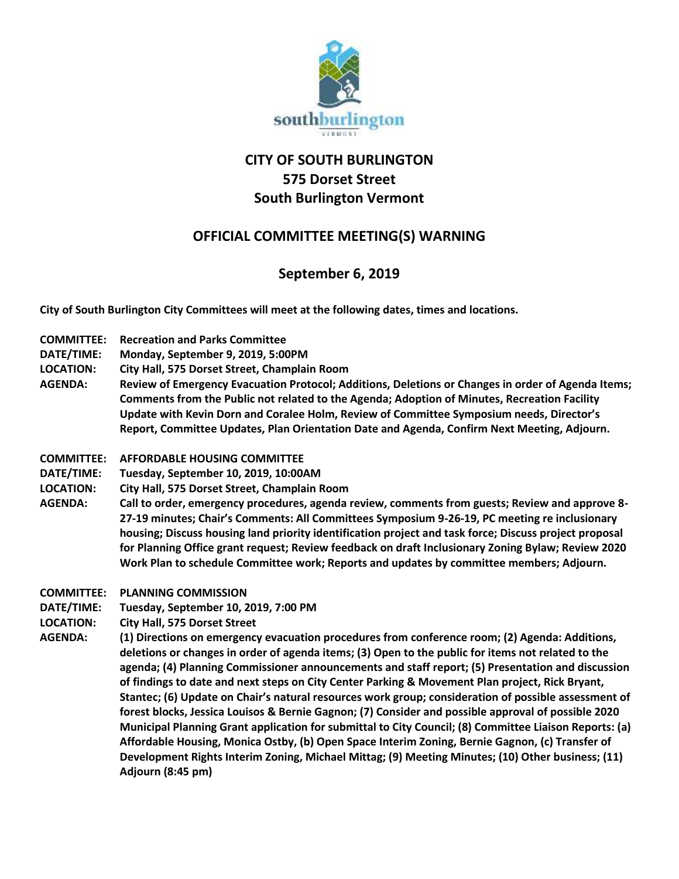# CITY OF SOUTH BURLINGTON
# 575 Dorset Street
# South Burlington Vermont

## OFFICIAL COMMITTEE MEETING(S) WARNING

## September 6, 2019

**City of South Burlington City Committees will meet at the following dates, times and locations.**

**COMMITTEE:** **Recreation and Parks Committee**
**DATE/TIME:** **Monday, September 9, 2019, 5:00PM**
**LOCATION:** **City Hall, 575 Dorset Street, Champlain Room**
**AGENDA:** **Review of Emergency Evacuation Protocol; Additions, Deletions or Changes in order of Agenda Items; Comments from the Public not related to the Agenda; Adoption of Minutes, Recreation Facility Update with Kevin Dorn and Coralee Holm, Review of Committee Symposium needs, Director's Report, Committee Updates, Plan Orientation Date and Agenda, Confirm Next Meeting, Adjourn.**

**COMMITTEE:** **AFFORDABLE HOUSING COMMITTEE**
**DATE/TIME:** **Tuesday, September 10, 2019, 10:00AM**
**LOCATION:** **City Hall, 575 Dorset Street, Champlain Room**
**AGENDA:** **Call to order, emergency procedures, agenda review, comments from guests; Review and approve 8-27-19 minutes; Chair's Comments: All Committees Symposium 9-26-19, PC meeting re inclusionary housing; Discuss housing land priority identification project and task force; Discuss project proposal for Planning Office grant request; Review feedback on draft Inclusionary Zoning Bylaw; Review 2020 Work Plan to schedule Committee work; Reports and updates by committee members; Adjourn.**

**COMMITTEE:** **PLANNING COMMISSION**
**DATE/TIME:** **Tuesday, September 10, 2019, 7:00 PM**
**LOCATION:** **City Hall, 575 Dorset Street**
**AGENDA:** **(1) Directions on emergency evacuation procedures from conference room; (2) Agenda: Additions, deletions or changes in order of agenda items; (3) Open to the public for items not related to the agenda; (4) Planning Commissioner announcements and staff report; (5) Presentation and discussion of findings to date and next steps on City Center Parking & Movement Plan project, Rick Bryant, Stantec; (6) Update on Chair's natural resources work group; consideration of possible assessment of forest blocks, Jessica Louisos & Bernie Gagnon; (7) Consider and possible approval of possible 2020 Municipal Planning Grant application for submittal to City Council; (8) Committee Liaison Reports: (a) Affordable Housing, Monica Ostby, (b) Open Space Interim Zoning, Bernie Gagnon, (c) Transfer of Development Rights Interim Zoning, Michael Mittag; (9) Meeting Minutes; (10) Other business; (11) Adjourn (8:45 pm)**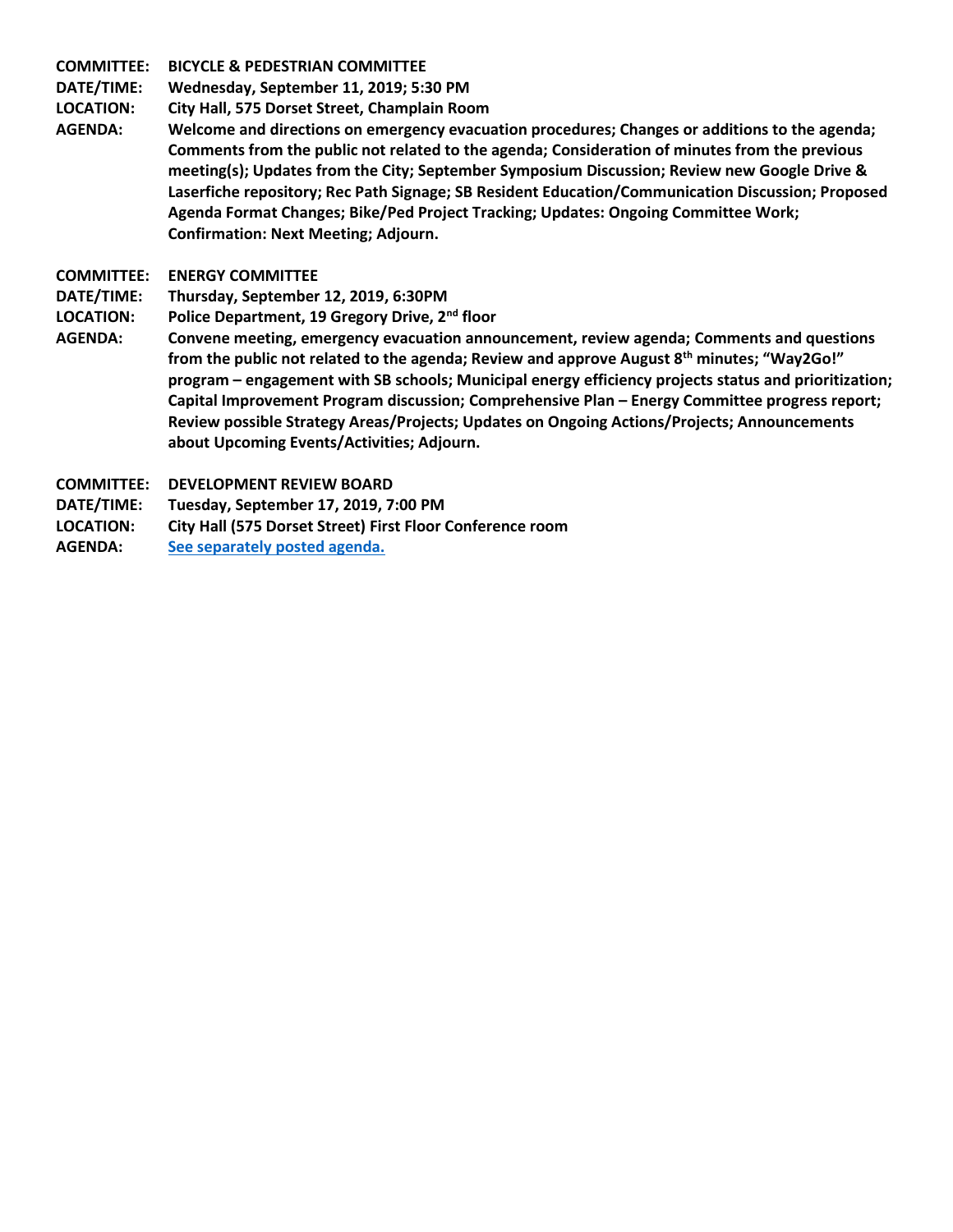**COMMITTEE: BICYCLE & PEDESTRIAN COMMITTEE**
**DATE/TIME: Wednesday, September 11, 2019; 5:30 PM**
**LOCATION: City Hall, 575 Dorset Street, Champlain Room**
**AGENDA: Welcome and directions on emergency evacuation procedures; Changes or additions to the agenda; Comments from the public not related to the agenda; Consideration of minutes from the previous meeting(s); Updates from the City; September Symposium Discussion; Review new Google Drive & Laserfiche repository; Rec Path Signage; SB Resident Education/Communication Discussion; Proposed Agenda Format Changes; Bike/Ped Project Tracking; Updates: Ongoing Committee Work; Confirmation: Next Meeting; Adjourn.**

**COMMITTEE: ENERGY COMMITTEE**
**DATE/TIME: Thursday, September 12, 2019, 6:30PM**
**LOCATION: Police Department, 19 Gregory Drive, 2nd floor**
**AGENDA: Convene meeting, emergency evacuation announcement, review agenda; Comments and questions from the public not related to the agenda; Review and approve August 8th minutes; "Way2Go!" program – engagement with SB schools; Municipal energy efficiency projects status and prioritization; Capital Improvement Program discussion; Comprehensive Plan – Energy Committee progress report; Review possible Strategy Areas/Projects; Updates on Ongoing Actions/Projects; Announcements about Upcoming Events/Activities; Adjourn.**

**COMMITTEE: DEVELOPMENT REVIEW BOARD**
**DATE/TIME: Tuesday, September 17, 2019, 7:00 PM**
**LOCATION: City Hall (575 Dorset Street) First Floor Conference room**
**AGENDA: See separately posted agenda.**